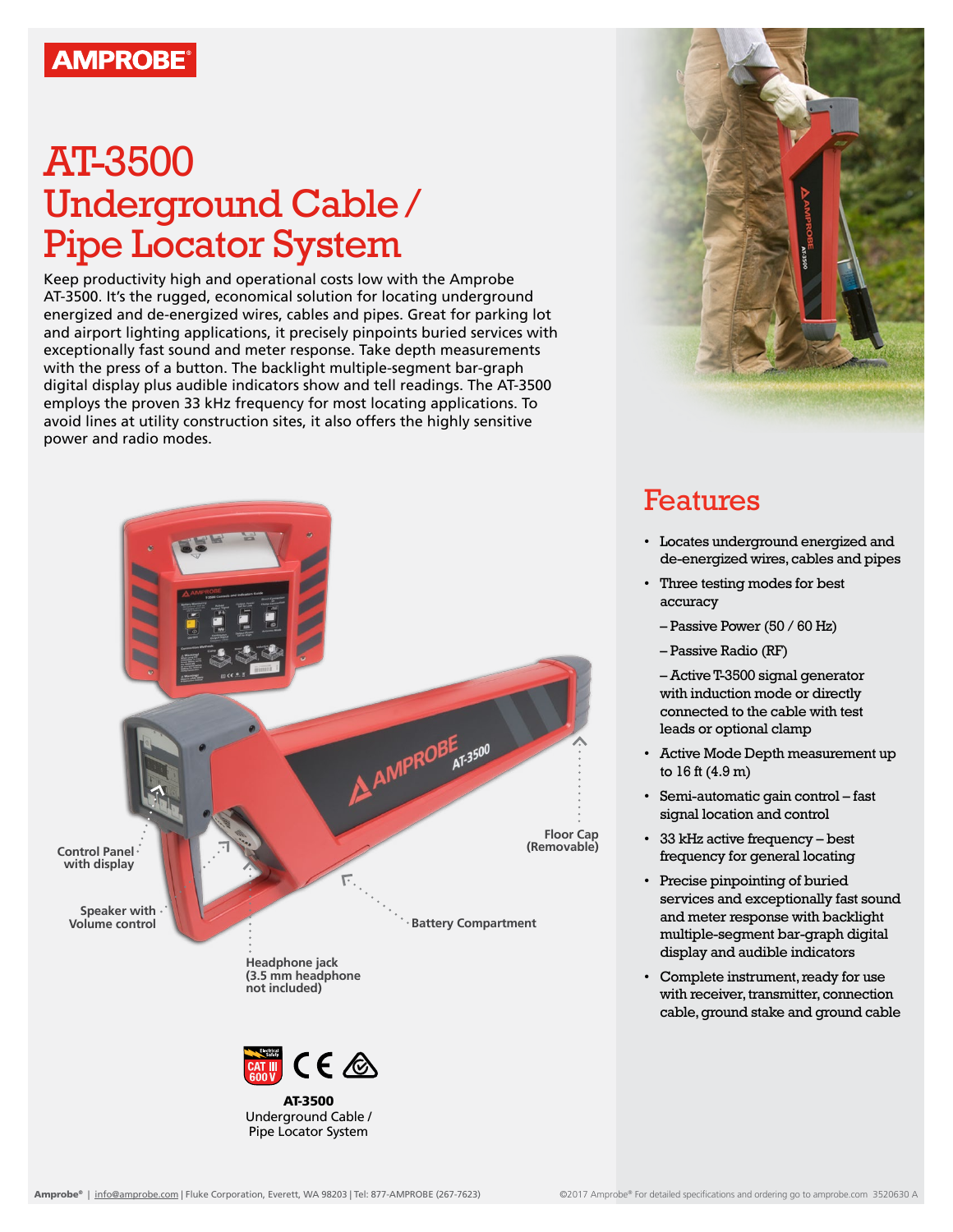AMPROBE

# AT-3500 Underground Cable / Pipe Locator System

Keep productivity high and operational costs low with the Amprobe AT-3500. It's the rugged, economical solution for locating underground energized and de-energized wires, cables and pipes. Great for parking lot and airport lighting applications, it precisely pinpoints buried services with exceptionally fast sound and meter response. Take depth measurements with the press of a button. The backlight multiple-segment bar-graph digital display plus audible indicators show and tell readings. The AT-3500 employs the proven 33 kHz frequency for most locating applications. To avoid lines at utility construction sites, it also offers the highly sensitive power and radio modes.

Control Panel with display

Speaker with Volume control

Headphone jack (3.5 mm headphone not included)

Battery Compartment

Floor Cap (Removable)

CAT III 600 V

**AT-3500**
Underground Cable / Pipe Locator System

## Features

- Locates underground energized and de-energized wires, cables and pipes
- Three testing modes for best accuracy
  - – Passive Power (50 / 60 Hz)
  - – Passive Radio (RF)
  - – Active T-3500 signal generator with induction mode or directly connected to the cable with test leads or optional clamp
- Active Mode Depth measurement up to 16 ft (4.9 m)
- Semi-automatic gain control – fast signal location and control
- 33 kHz active frequency – best frequency for general locating
- Precise pinpointing of buried services and exceptionally fast sound and meter response with backlight multiple-segment bar-graph digital display and audible indicators
- Complete instrument, ready for use with receiver, transmitter, connection cable, ground stake and ground cable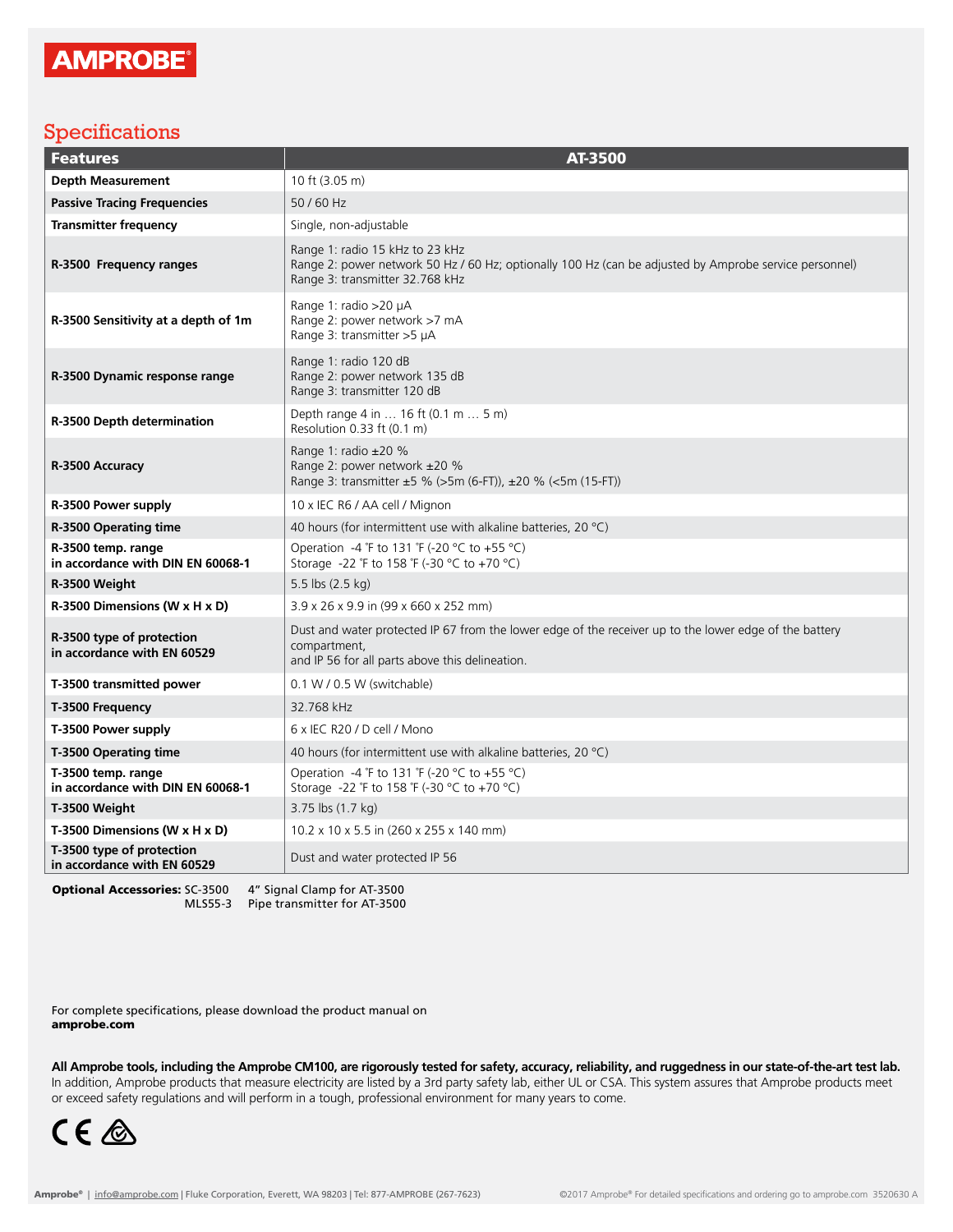## Specifications

| Features | AT-3500 |
|---|---|
| **Depth Measurement** | 10 ft (3.05 m) |
| **Passive Tracing Frequencies** | 50 / 60 Hz |
| **Transmitter frequency** | Single, non-adjustable |
| **R-3500 Frequency ranges** | Range 1: radio 15 kHz to 23 kHz<br>Range 2: power network 50 Hz / 60 Hz; optionally 100 Hz (can be adjusted by Amprobe service personnel)<br>Range 3: transmitter 32.768 kHz |
| **R-3500 Sensitivity at a depth of 1m** | Range 1: radio >20 µA<br>Range 2: power network >7 mA<br>Range 3: transmitter >5 µA |
| **R-3500 Dynamic response range** | Range 1: radio 120 dB<br>Range 2: power network 135 dB<br>Range 3: transmitter 120 dB |
| **R-3500 Depth determination** | Depth range 4 in … 16 ft (0.1 m … 5 m)<br>Resolution 0.33 ft (0.1 m) |
| **R-3500 Accuracy** | Range 1: radio ±20 %<br>Range 2: power network ±20 %<br>Range 3: transmitter ±5 % (>5m (6-FT)), ±20 % (<5m (15-FT)) |
| **R-3500 Power supply** | 10 x IEC R6 / AA cell / Mignon |
| **R-3500 Operating time** | 40 hours (for intermittent use with alkaline batteries, 20 °C) |
| **R-3500 temp. range in accordance with DIN EN 60068-1** | Operation -4 °F to 131 °F (-20 °C to +55 °C)<br>Storage -22 °F to 158 °F (-30 °C to +70 °C) |
| **R-3500 Weight** | 5.5 lbs (2.5 kg) |
| **R-3500 Dimensions (W x H x D)** | 3.9 x 26 x 9.9 in (99 x 660 x 252 mm) |
| **R-3500 type of protection in accordance with EN 60529** | Dust and water protected IP 67 from the lower edge of the receiver up to the lower edge of the battery compartment,<br>and IP 56 for all parts above this delineation. |
| **T-3500 transmitted power** | 0.1 W / 0.5 W (switchable) |
| **T-3500 Frequency** | 32.768 kHz |
| **T-3500 Power supply** | 6 x IEC R20 / D cell / Mono |
| **T-3500 Operating time** | 40 hours (for intermittent use with alkaline batteries, 20 °C) |
| **T-3500 temp. range in accordance with DIN EN 60068-1** | Operation -4 °F to 131 °F (-20 °C to +55 °C)<br>Storage -22 °F to 158 °F (-30 °C to +70 °C) |
| **T-3500 Weight** | 3.75 lbs (1.7 kg) |
| **T-3500 Dimensions (W x H x D)** | 10.2 x 10 x 5.5 in (260 x 255 x 140 mm) |
| **T-3500 type of protection in accordance with EN 60529** | Dust and water protected IP 56 |

**Optional Accessories:** SC-3500 4" Signal Clamp for AT-3500
MLS55-3 Pipe transmitter for AT-3500

For complete specifications, please download the product manual on **amprobe.com**

**All Amprobe tools, including the Amprobe CM100, are rigorously tested for safety, accuracy, reliability, and ruggedness in our state-of-the-art test lab.** In addition, Amprobe products that measure electricity are listed by a 3rd party safety lab, either UL or CSA. This system assures that Amprobe products meet or exceed safety regulations and will perform in a tough, professional environment for many years to come.

Amprobe® | info@amprobe.com | Fluke Corporation, Everett, WA 98203 | Tel: 877-AMPROBE (267-7623)

©2017 Amprobe® For detailed specifications and ordering go to amprobe.com 3520630 A